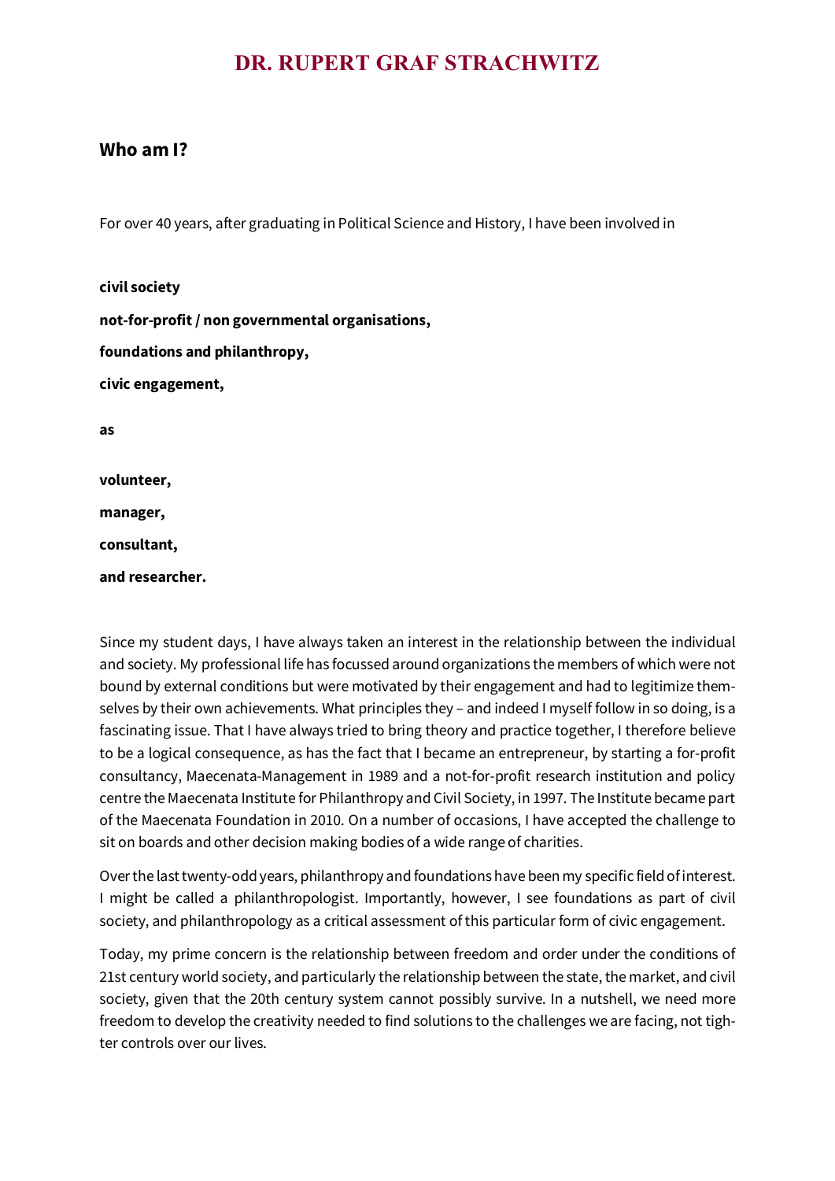# DR. RUPERT GRAF STRACHWITZ

## Who am I?

For over 40 years, after graduating in Political Science and History, I have been involved in

**civil society**

**not-for-profit / non governmental organisations,**

**foundations and philanthropy,**

**civic engagement,**

**as**

**volunteer,**

**manager,**

**consultant,**

**and researcher.**

Since my student days, I have always taken an interest in the relationship between the individual and society. My professional life has focussed around organizations the members of which were not bound by external conditions but were motivated by their engagement and had to legitimize themselves by their own achievements. What principles they – and indeed I myself follow in so doing, is a fascinating issue. That I have always tried to bring theory and practice together, I therefore believe to be a logical consequence, as has the fact that I became an entrepreneur, by starting a for-profit consultancy, Maecenata-Management in 1989 and a not-for-profit research institution and policy centre the Maecenata Institute for Philanthropy and Civil Society, in 1997. The Institute became part of the Maecenata Foundation in 2010. On a number of occasions, I have accepted the challenge to sit on boards and other decision making bodies of a wide range of charities.

Over the last twenty-odd years, philanthropy and foundations have been my specific field of interest. I might be called a philanthropologist. Importantly, however, I see foundations as part of civil society, and philanthropology as a critical assessment of this particular form of civic engagement.

Today, my prime concern is the relationship between freedom and order under the conditions of 21st century world society, and particularly the relationship between the state, the market, and civil society, given that the 20th century system cannot possibly survive. In a nutshell, we need more freedom to develop the creativity needed to find solutions to the challenges we are facing, not tighter controls over our lives.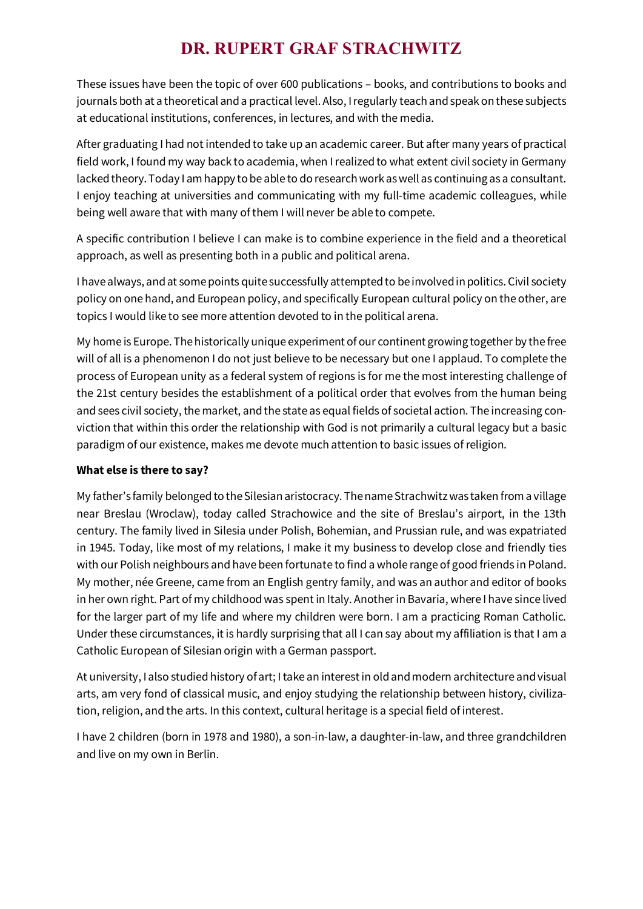# DR. RUPERT GRAF STRACHWITZ

These issues have been the topic of over 600 publications – books, and contributions to books and journals both at a theoretical and a practical level. Also, I regularly teach and speak on these subjects at educational institutions, conferences, in lectures, and with the media.

After graduating I had not intended to take up an academic career. But after many years of practical field work, I found my way back to academia, when I realized to what extent civil society in Germany lacked theory. Today I am happy to be able to do research work as well as continuing as a consultant. I enjoy teaching at universities and communicating with my full-time academic colleagues, while being well aware that with many of them I will never be able to compete.

A specific contribution I believe I can make is to combine experience in the field and a theoretical approach, as well as presenting both in a public and political arena.

I have always, and at some points quite successfully attempted to be involved in politics. Civil society policy on one hand, and European policy, and specifically European cultural policy on the other, are topics I would like to see more attention devoted to in the political arena.

My home is Europe. The historically unique experiment of our continent growing together by the free will of all is a phenomenon I do not just believe to be necessary but one I applaud. To complete the process of European unity as a federal system of regions is for me the most interesting challenge of the 21st century besides the establishment of a political order that evolves from the human being and sees civil society, the market, and the state as equal fields of societal action. The increasing conviction that within this order the relationship with God is not primarily a cultural legacy but a basic paradigm of our existence, makes me devote much attention to basic issues of religion.

**What else is there to say?**

My father's family belonged to the Silesian aristocracy. The name Strachwitz was taken from a village near Breslau (Wroclaw), today called Strachowice and the site of Breslau's airport, in the 13th century. The family lived in Silesia under Polish, Bohemian, and Prussian rule, and was expatriated in 1945. Today, like most of my relations, I make it my business to develop close and friendly ties with our Polish neighbours and have been fortunate to find a whole range of good friends in Poland. My mother, née Greene, came from an English gentry family, and was an author and editor of books in her own right. Part of my childhood was spent in Italy. Another in Bavaria, where I have since lived for the larger part of my life and where my children were born. I am a practicing Roman Catholic. Under these circumstances, it is hardly surprising that all I can say about my affiliation is that I am a Catholic European of Silesian origin with a German passport.

At university, I also studied history of art; I take an interest in old and modern architecture and visual arts, am very fond of classical music, and enjoy studying the relationship between history, civilization, religion, and the arts. In this context, cultural heritage is a special field of interest.

I have 2 children (born in 1978 and 1980), a son-in-law, a daughter-in-law, and three grandchildren and live on my own in Berlin.